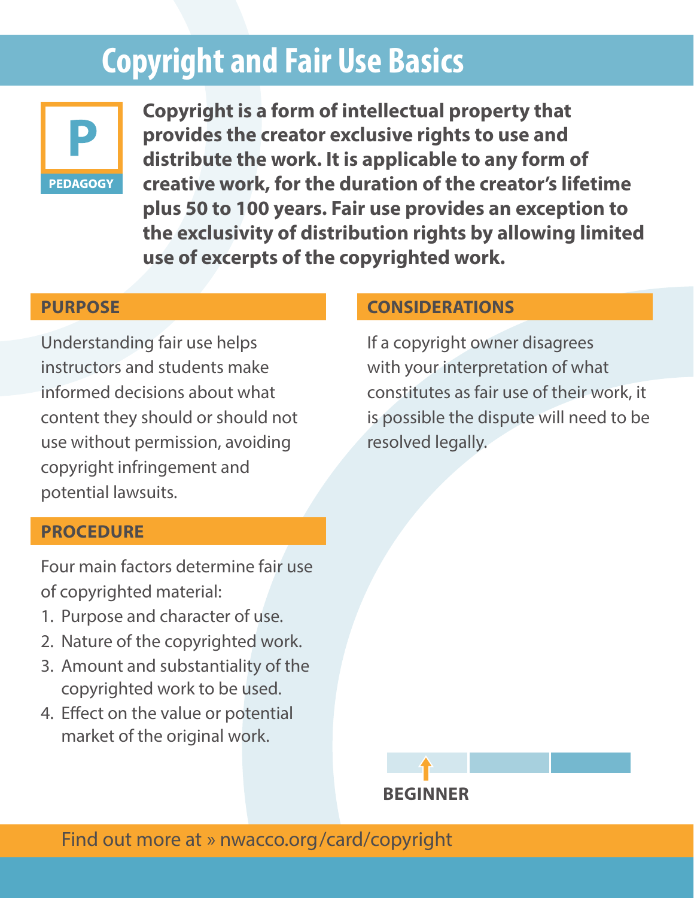# Copyright and Fair Use Basics

**P**

**PEDAGOGY**

**Copyright is a form of intellectual property that provides the creator exclusive rights to use and distribute the work. It is applicable to any form of creative work, for the duration of the creator's lifetime plus 50 to 100 years. Fair use provides an exception to the exclusivity of distribution rights by allowing limited use of excerpts of the copyrighted work.**

## PURPOSE

Understanding fair use helps instructors and students make informed decisions about what content they should or should not use without permission, avoiding copyright infringement and potential lawsuits.

## PROCEDURE

Four main factors determine fair use of copyrighted material:

1. Purpose and character of use.
2. Nature of the copyrighted work.
3. Amount and substantiality of the copyrighted work to be used.
4. Effect on the value or potential market of the original work.

## CONSIDERATIONS

If a copyright owner disagrees with your interpretation of what constitutes as fair use of their work, it is possible the dispute will need to be resolved legally.

**BEGINNER**

Find out more at » nwacco.org/card/copyright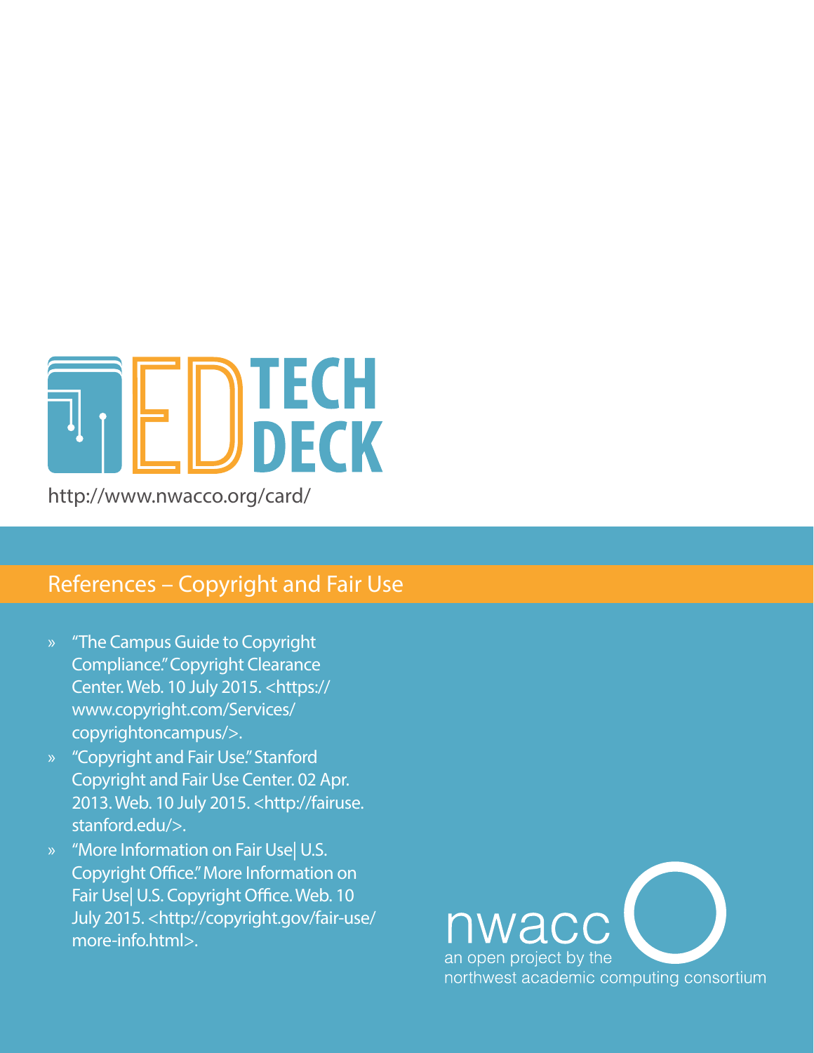# ED TECH DECK

http://www.nwacco.org/card/

## References – Copyright and Fair Use

- "The Campus Guide to Copyright Compliance." Copyright Clearance Center. Web. 10 July 2015. <https://www.copyright.com/Services/copyrightoncampus/>.
- "Copyright and Fair Use." Stanford Copyright and Fair Use Center. 02 Apr. 2013. Web. 10 July 2015. <http://fairuse.stanford.edu/>.
- "More Information on Fair Use| U.S. Copyright Office." More Information on Fair Use| U.S. Copyright Office. Web. 10 July 2015. <http://copyright.gov/fair-use/more-info.html>.

nwacco
an open project by the
northwest academic computing consortium